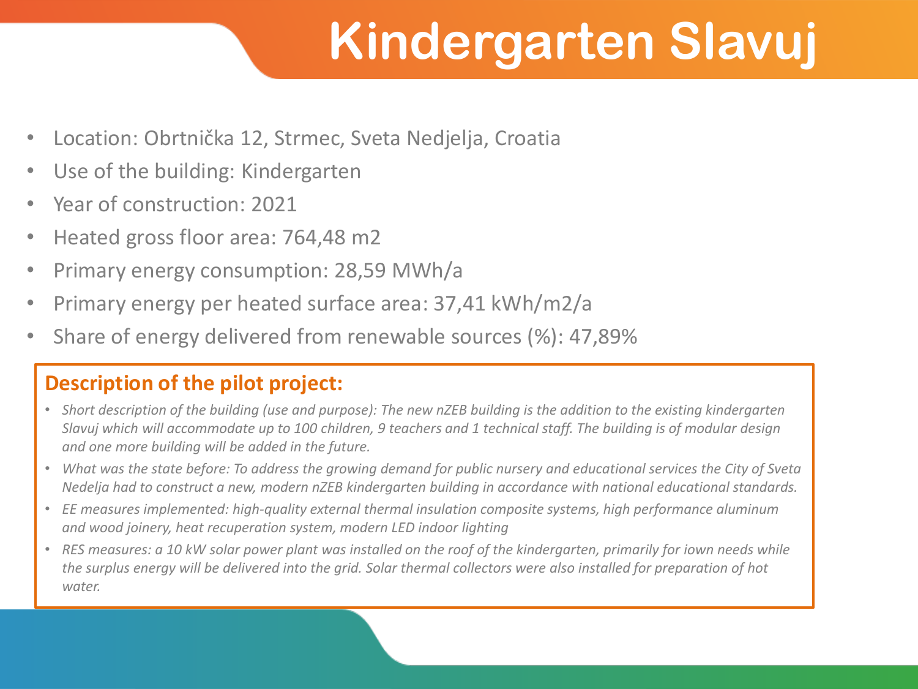# Kindergarten Slavuj

- Location: Obrtnička 12, Strmec, Sveta Nedjelja, Croatia
- Use of the building: Kindergarten
- Year of construction: 2021
- Heated gross floor area: 764,48 m2
- Primary energy consumption: 28,59 MWh/a
- Primary energy per heated surface area: 37,41 kWh/m2/a
- Share of energy delivered from renewable sources (%): 47,89%

## Description of the pilot project:

- *Short description of the building (use and purpose): The new nZEB building is the addition to the existing kindergarten Slavuj which will accommodate up to 100 children, 9 teachers and 1 technical staff. The building is of modular design and one more building will be added in the future.*
- *What was the state before: To address the growing demand for public nursery and educational services the City of Sveta Nedelja had to construct a new, modern nZEB kindergarten building in accordance with national educational standards.*
- *EE measures implemented: high-quality external thermal insulation composite systems, high performance aluminum and wood joinery, heat recuperation system, modern LED indoor lighting*
- *RES measures: a 10 kW solar power plant was installed on the roof of the kindergarten, primarily for iown needs while the surplus energy will be delivered into the grid. Solar thermal collectors were also installed for preparation of hot water.*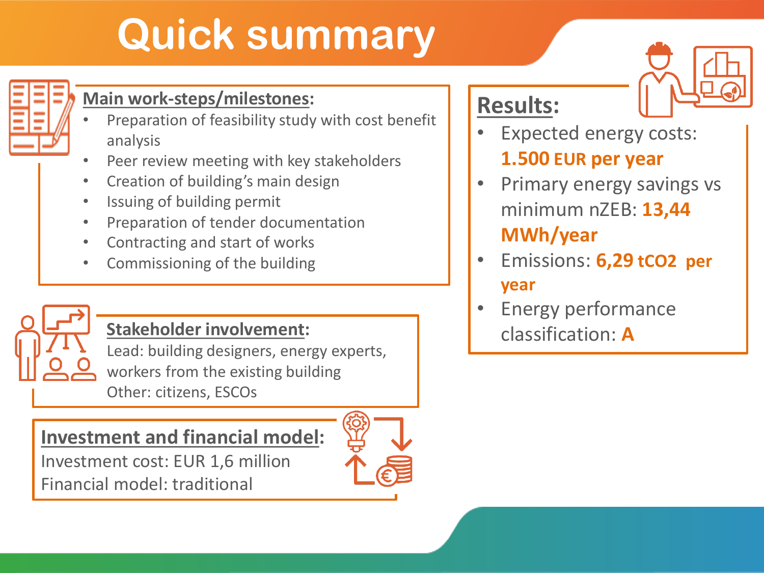# Quick summary

## Main work-steps/milestones:

- Preparation of feasibility study with cost benefit analysis
- Peer review meeting with key stakeholders
- Creation of building's main design
- Issuing of building permit
- Preparation of tender documentation
- Contracting and start of works
- Commissioning of the building

## Stakeholder involvement:

Lead: building designers, energy experts, workers from the existing building

Other: citizens, ESCOs

## Investment and financial model:

Investment cost: EUR 1,6 million

Financial model: traditional

## Results:

- Expected energy costs: **1.500 EUR per year**
- Primary energy savings vs minimum nZEB: **13,44 MWh/year**
- Emissions: **6,29 $tCO_2$ per year**
- Energy performance classification: **A**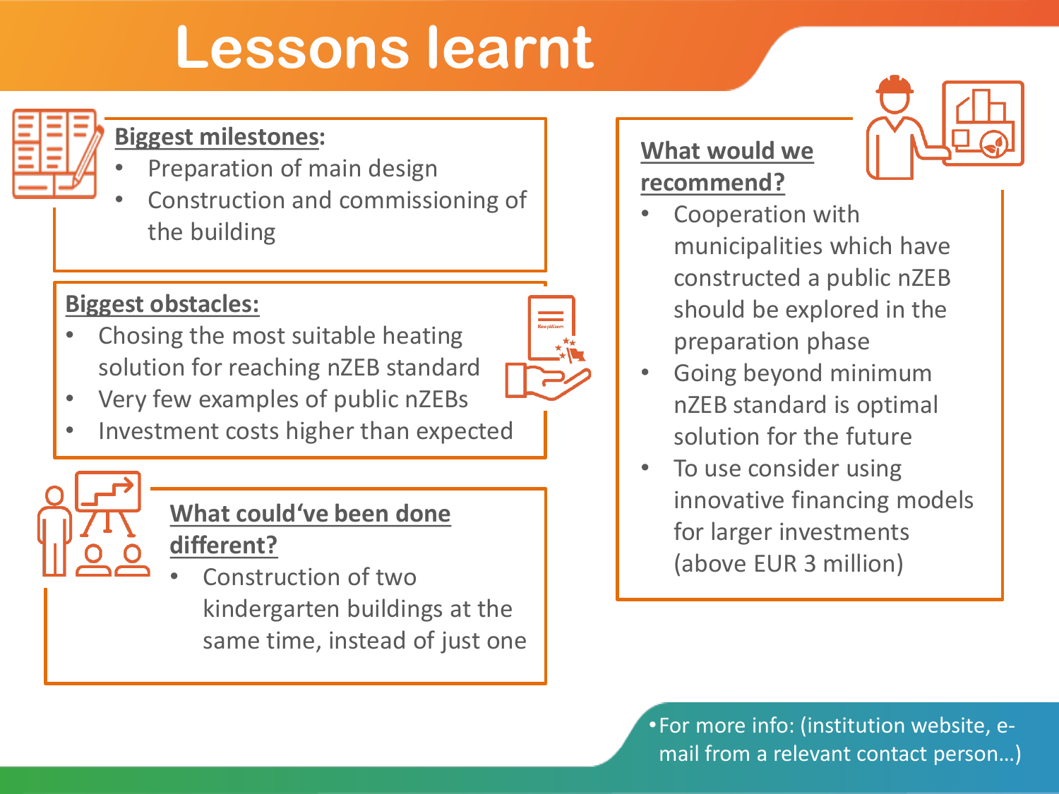# Lessons learnt

**Biggest milestones:**

- Preparation of main design
- Construction and commissioning of the building

**Biggest obstacles:**

- Chosing the most suitable heating solution for reaching nZEB standard
- Very few examples of public nZEBs
- Investment costs higher than expected

**What could‘ve been done different?**

- Construction of two kindergarten buildings at the same time, instead of just one

**What would we recommend?**

- Cooperation with municipalities which have constructed a public nZEB should be explored in the preparation phase
- Going beyond minimum nZEB standard is optimal solution for the future
- To use consider using innovative financing models for larger investments (above EUR 3 million)

- For more info: (institution website, e-mail from a relevant contact person…)